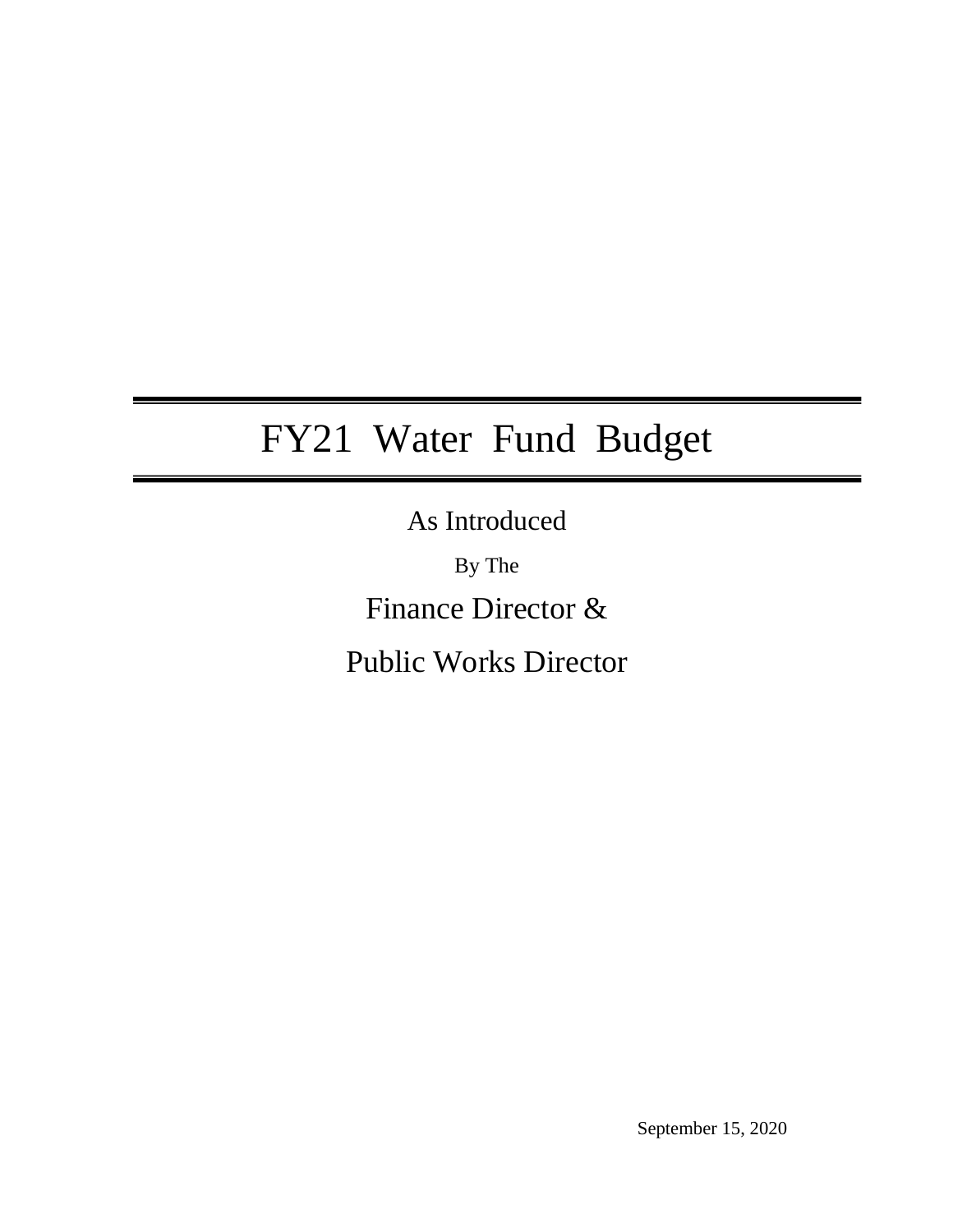# FY21 Water Fund Budget

As Introduced

By The

Finance Director &

Public Works Director

September 15, 2020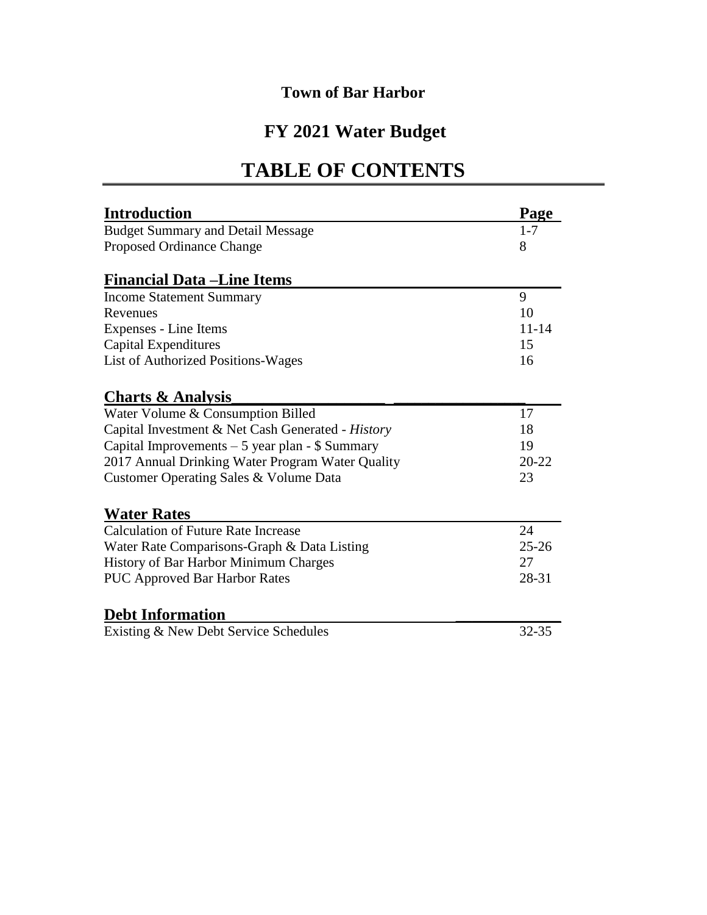**Town of Bar Harbor**

# FY 2021 Water Budget

# TABLE OF CONTENTS

| **Introduction** | **Page** |
| --- | --- |
| Budget Summary and Detail Message | 1-7 |
| Proposed Ordinance Change | 8 |
| **Financial Data –Line Items** | |
| Income Statement Summary | 9 |
| Revenues | 10 |
| Expenses - Line Items | 11-14 |
| Capital Expenditures | 15 |
| List of Authorized Positions-Wages | 16 |
| **Charts & Analysis** | |
| Water Volume & Consumption Billed | 17 |
| Capital Investment & Net Cash Generated - *History* | 18 |
| Capital Improvements – 5 year plan - $ Summary | 19 |
| 2017 Annual Drinking Water Program Water Quality | 20-22 |
| Customer Operating Sales & Volume Data | 23 |
| **Water Rates** | |
| Calculation of Future Rate Increase | 24 |
| Water Rate Comparisons-Graph & Data Listing | 25-26 |
| History of Bar Harbor Minimum Charges | 27 |
| PUC Approved Bar Harbor Rates | 28-31 |
| **Debt Information** | |
| Existing & New Debt Service Schedules | 32-35 |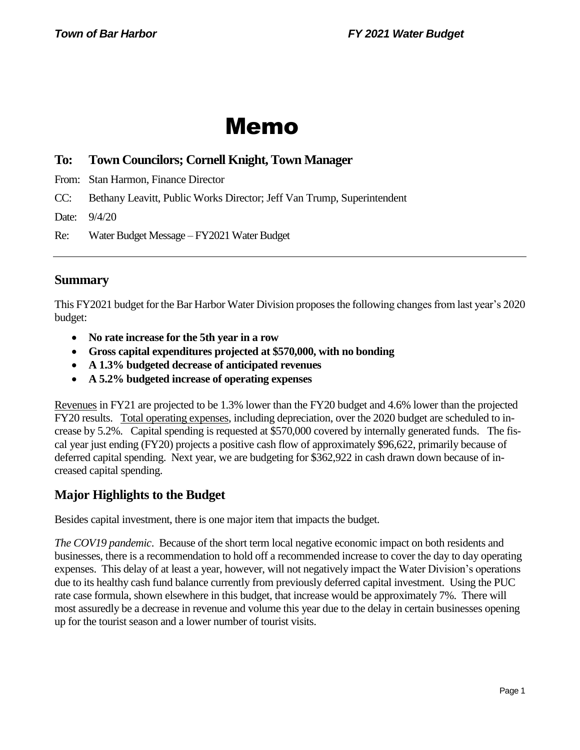# Memo

## To: Town Councilors; Cornell Knight, Town Manager

From: Stan Harmon, Finance Director

CC: Bethany Leavitt, Public Works Director; Jeff Van Trump, Superintendent

Date: 9/4/20

Re: Water Budget Message – FY2021 Water Budget

---

## Summary

This FY2021 budget for the Bar Harbor Water Division proposes the following changes from last year's 2020 budget:

- **No rate increase for the 5th year in a row**
- **Gross capital expenditures projected at $570,000, with no bonding**
- **A 1.3% budgeted decrease of anticipated revenues**
- **A 5.2% budgeted increase of operating expenses**

<u>Revenues</u> in FY21 are projected to be 1.3% lower than the FY20 budget and 4.6% lower than the projected FY20 results. <u>Total operating expenses</u>, including depreciation, over the 2020 budget are scheduled to increase by 5.2%. Capital spending is requested at $570,000 covered by internally generated funds. The fiscal year just ending (FY20) projects a positive cash flow of approximately $96,622, primarily because of deferred capital spending. Next year, we are budgeting for $362,922 in cash drawn down because of increased capital spending.

## Major Highlights to the Budget

Besides capital investment, there is one major item that impacts the budget.

*The COV19 pandemic*. Because of the short term local negative economic impact on both residents and businesses, there is a recommendation to hold off a recommended increase to cover the day to day operating expenses. This delay of at least a year, however, will not negatively impact the Water Division's operations due to its healthy cash fund balance currently from previously deferred capital investment. Using the PUC rate case formula, shown elsewhere in this budget, that increase would be approximately 7%. There will most assuredly be a decrease in revenue and volume this year due to the delay in certain businesses opening up for the tourist season and a lower number of tourist visits.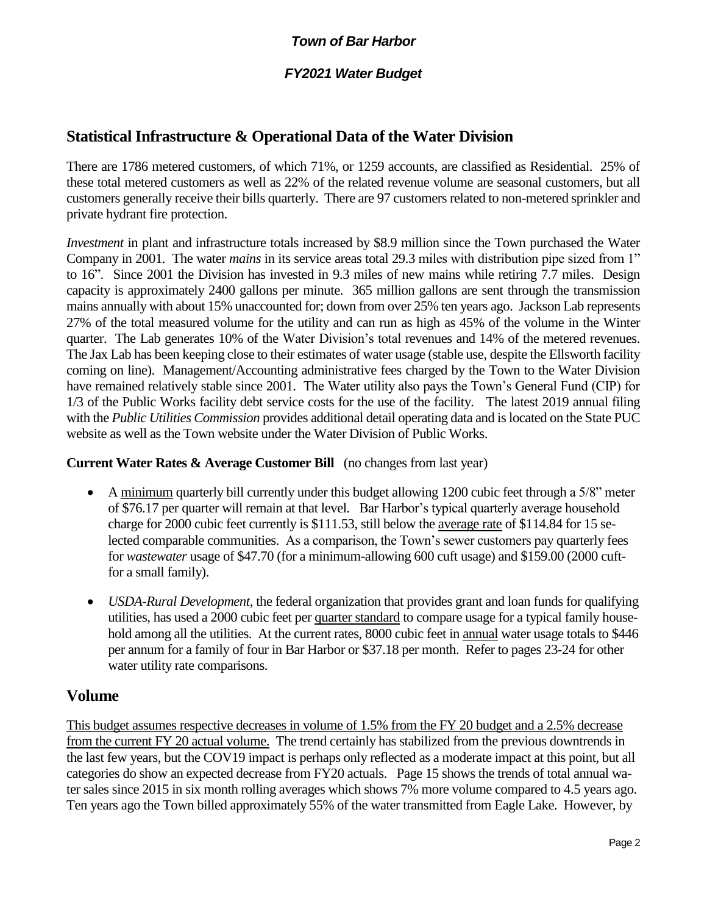*Town of Bar Harbor*

*FY2021 Water Budget*

## Statistical Infrastructure & Operational Data of the Water Division

There are 1786 metered customers, of which 71%, or 1259 accounts, are classified as Residential. 25% of these total metered customers as well as 22% of the related revenue volume are seasonal customers, but all customers generally receive their bills quarterly. There are 97 customers related to non-metered sprinkler and private hydrant fire protection.

*Investment* in plant and infrastructure totals increased by $8.9 million since the Town purchased the Water Company in 2001. The water *mains* in its service areas total 29.3 miles with distribution pipe sized from 1" to 16". Since 2001 the Division has invested in 9.3 miles of new mains while retiring 7.7 miles. Design capacity is approximately 2400 gallons per minute. 365 million gallons are sent through the transmission mains annually with about 15% unaccounted for; down from over 25% ten years ago. Jackson Lab represents 27% of the total measured volume for the utility and can run as high as 45% of the volume in the Winter quarter. The Lab generates 10% of the Water Division's total revenues and 14% of the metered revenues. The Jax Lab has been keeping close to their estimates of water usage (stable use, despite the Ellsworth facility coming on line). Management/Accounting administrative fees charged by the Town to the Water Division have remained relatively stable since 2001. The Water utility also pays the Town's General Fund (CIP) for 1/3 of the Public Works facility debt service costs for the use of the facility. The latest 2019 annual filing with the *Public Utilities Commission* provides additional detail operating data and is located on the State PUC website as well as the Town website under the Water Division of Public Works.

**Current Water Rates & Average Customer Bill** (no changes from last year)

- A <u>minimum</u> quarterly bill currently under this budget allowing 1200 cubic feet through a 5/8" meter of $76.17 per quarter will remain at that level. Bar Harbor's typical quarterly average household charge for 2000 cubic feet currently is $111.53, still below the <u>average rate</u> of $114.84 for 15 selected comparable communities. As a comparison, the Town's sewer customers pay quarterly fees for *wastewater* usage of $47.70 (for a minimum-allowing 600 cuft usage) and $159.00 (2000 cuft- for a small family).
- *USDA-Rural Development*, the federal organization that provides grant and loan funds for qualifying utilities, has used a 2000 cubic feet per <u>quarter standard</u> to compare usage for a typical family household among all the utilities. At the current rates, 8000 cubic feet in <u>annual</u> water usage totals to $446 per annum for a family of four in Bar Harbor or $37.18 per month. Refer to pages 23-24 for other water utility rate comparisons.

## Volume

<u>This budget assumes respective decreases in volume of 1.5% from the FY 20 budget and a 2.5% decrease from the current FY 20 actual volume.</u> The trend certainly has stabilized from the previous downtrends in the last few years, but the COV19 impact is perhaps only reflected as a moderate impact at this point, but all categories do show an expected decrease from FY20 actuals. Page 15 shows the trends of total annual water sales since 2015 in six month rolling averages which shows 7% more volume compared to 4.5 years ago. Ten years ago the Town billed approximately 55% of the water transmitted from Eagle Lake. However, by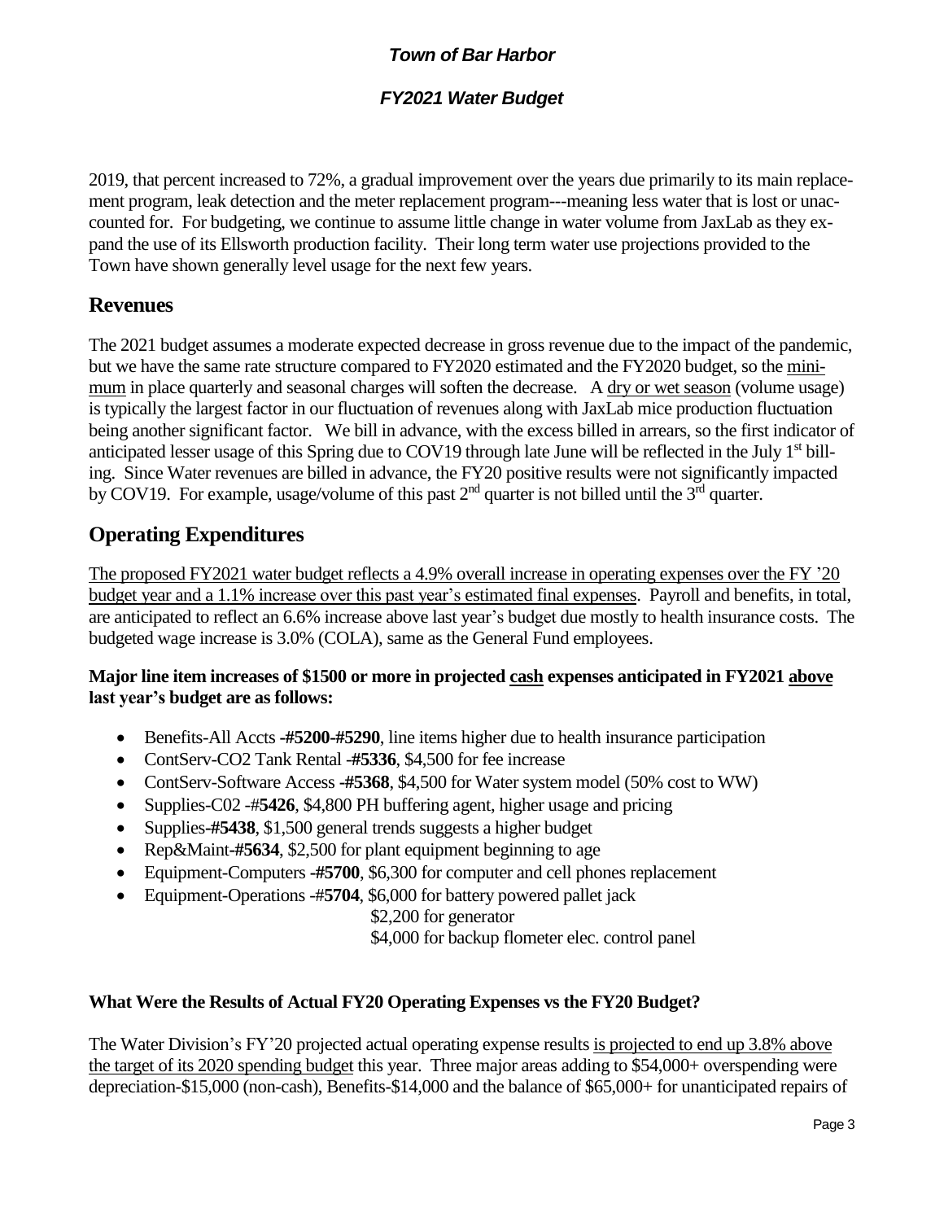2019, that percent increased to 72%, a gradual improvement over the years due primarily to its main replacement program, leak detection and the meter replacement program---meaning less water that is lost or unaccounted for. For budgeting, we continue to assume little change in water volume from JaxLab as they expand the use of its Ellsworth production facility. Their long term water use projections provided to the Town have shown generally level usage for the next few years.

## Revenues

The 2021 budget assumes a moderate expected decrease in gross revenue due to the impact of the pandemic, but we have the same rate structure compared to FY2020 estimated and the FY2020 budget, so the minimum in place quarterly and seasonal charges will soften the decrease. A dry or wet season (volume usage) is typically the largest factor in our fluctuation of revenues along with JaxLab mice production fluctuation being another significant factor. We bill in advance, with the excess billed in arrears, so the first indicator of anticipated lesser usage of this Spring due to COV19 through late June will be reflected in the July 1st billing. Since Water revenues are billed in advance, the FY20 positive results were not significantly impacted by COV19. For example, usage/volume of this past 2nd quarter is not billed until the 3rd quarter.

## Operating Expenditures

The proposed FY2021 water budget reflects a 4.9% overall increase in operating expenses over the FY '20 budget year and a 1.1% increase over this past year's estimated final expenses. Payroll and benefits, in total, are anticipated to reflect an 6.6% increase above last year's budget due mostly to health insurance costs. The budgeted wage increase is 3.0% (COLA), same as the General Fund employees.

**Major line item increases of $1500 or more in projected cash expenses anticipated in FY2021 above last year's budget are as follows:**

- Benefits-All Accts **-#5200-#5290**, line items higher due to health insurance participation
- ContServ-CO2 Tank Rental **-#5336**, $4,500 for fee increase
- ContServ-Software Access **-#5368**, $4,500 for Water system model (50% cost to WW)
- Supplies-C02 -#**5426**, $4,800 PH buffering agent, higher usage and pricing
- Supplies**-#5438**, $1,500 general trends suggests a higher budget
- Rep&Maint**-#5634**, $2,500 for plant equipment beginning to age
- Equipment-Computers **-#5700**, $6,300 for computer and cell phones replacement
- Equipment-Operations -#**5704**, $6,000 for battery powered pallet jack
  $2,200 for generator
  $4,000 for backup flometer elec. control panel

**What Were the Results of Actual FY20 Operating Expenses vs the FY20 Budget?**

The Water Division's FY'20 projected actual operating expense results is projected to end up 3.8% above the target of its 2020 spending budget this year. Three major areas adding to $54,000+ overspending were depreciation-$15,000 (non-cash), Benefits-$14,000 and the balance of $65,000+ for unanticipated repairs of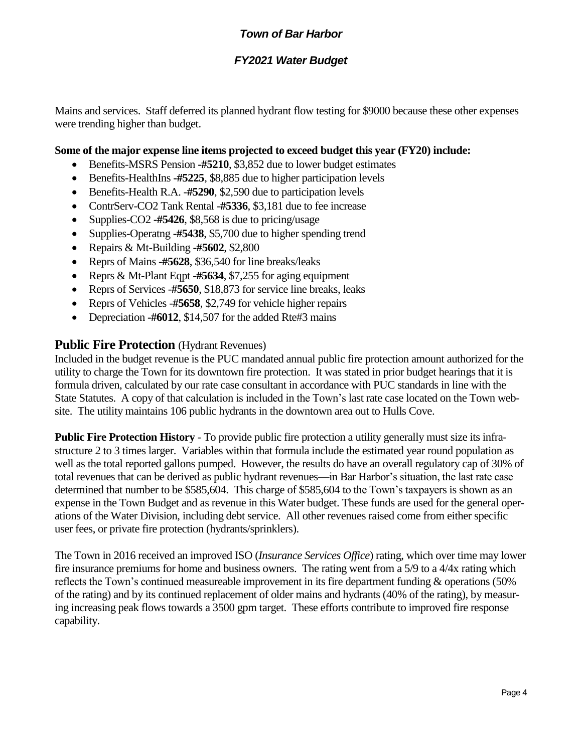Mains and services. Staff deferred its planned hydrant flow testing for $9000 because these other expenses were trending higher than budget.

**Some of the major expense line items projected to exceed budget this year (FY20) include:**

- Benefits-MSRS Pension -**#5210**, $3,852 due to lower budget estimates
- Benefits-HealthIns -**#5225**, $8,885 due to higher participation levels
- Benefits-Health R.A. -**#5290**, $2,590 due to participation levels
- ContrServ-CO2 Tank Rental -**#5336**, $3,181 due to fee increase
- Supplies-CO2 -**#5426**, $8,568 is due to pricing/usage
- Supplies-Operatng -**#5438**, $5,700 due to higher spending trend
- Repairs & Mt-Building -**#5602**, $2,800
- Reprs of Mains -**#5628**, $36,540 for line breaks/leaks
- Reprs & Mt-Plant Eqpt -**#5634**, $7,255 for aging equipment
- Reprs of Services -**#5650**, $18,873 for service line breaks, leaks
- Reprs of Vehicles -**#5658**, $2,749 for vehicle higher repairs
- Depreciation -**#6012**, $14,507 for the added Rte#3 mains

## Public Fire Protection (Hydrant Revenues)

Included in the budget revenue is the PUC mandated annual public fire protection amount authorized for the utility to charge the Town for its downtown fire protection. It was stated in prior budget hearings that it is formula driven, calculated by our rate case consultant in accordance with PUC standards in line with the State Statutes. A copy of that calculation is included in the Town's last rate case located on the Town website. The utility maintains 106 public hydrants in the downtown area out to Hulls Cove.

**Public Fire Protection History** - To provide public fire protection a utility generally must size its infrastructure 2 to 3 times larger. Variables within that formula include the estimated year round population as well as the total reported gallons pumped. However, the results do have an overall regulatory cap of 30% of total revenues that can be derived as public hydrant revenues—in Bar Harbor's situation, the last rate case determined that number to be $585,604. This charge of $585,604 to the Town's taxpayers is shown as an expense in the Town Budget and as revenue in this Water budget. These funds are used for the general operations of the Water Division, including debt service. All other revenues raised come from either specific user fees, or private fire protection (hydrants/sprinklers).

The Town in 2016 received an improved ISO (*Insurance Services Office*) rating, which over time may lower fire insurance premiums for home and business owners. The rating went from a 5/9 to a 4/4x rating which reflects the Town's continued measureable improvement in its fire department funding & operations (50% of the rating) and by its continued replacement of older mains and hydrants (40% of the rating), by measuring increasing peak flows towards a 3500 gpm target. These efforts contribute to improved fire response capability.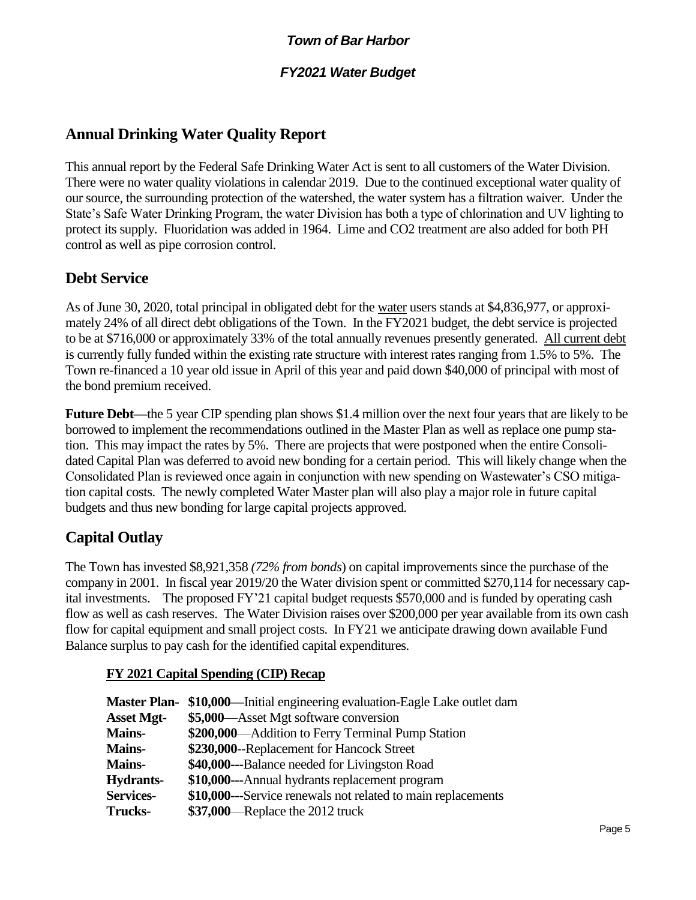## Annual Drinking Water Quality Report

This annual report by the Federal Safe Drinking Water Act is sent to all customers of the Water Division. There were no water quality violations in calendar 2019. Due to the continued exceptional water quality of our source, the surrounding protection of the watershed, the water system has a filtration waiver. Under the State's Safe Water Drinking Program, the water Division has both a type of chlorination and UV lighting to protect its supply. Fluoridation was added in 1964. Lime and CO2 treatment are also added for both PH control as well as pipe corrosion control.

## Debt Service

As of June 30, 2020, total principal in obligated debt for the water users stands at $4,836,977, or approximately 24% of all direct debt obligations of the Town. In the FY2021 budget, the debt service is projected to be at $716,000 or approximately 33% of the total annually revenues presently generated. All current debt is currently fully funded within the existing rate structure with interest rates ranging from 1.5% to 5%. The Town re-financed a 10 year old issue in April of this year and paid down $40,000 of principal with most of the bond premium received.

**Future Debt—**the 5 year CIP spending plan shows $1.4 million over the next four years that are likely to be borrowed to implement the recommendations outlined in the Master Plan as well as replace one pump station. This may impact the rates by 5%. There are projects that were postponed when the entire Consolidated Capital Plan was deferred to avoid new bonding for a certain period. This will likely change when the Consolidated Plan is reviewed once again in conjunction with new spending on Wastewater's CSO mitigation capital costs. The newly completed Water Master plan will also play a major role in future capital budgets and thus new bonding for large capital projects approved.

## Capital Outlay

The Town has invested $8,921,358 *(72% from bonds*) on capital improvements since the purchase of the company in 2001. In fiscal year 2019/20 the Water division spent or committed $270,114 for necessary capital investments. The proposed FY'21 capital budget requests $570,000 and is funded by operating cash flow as well as cash reserves. The Water Division raises over $200,000 per year available from its own cash flow for capital equipment and small project costs. In FY21 we anticipate drawing down available Fund Balance surplus to pay cash for the identified capital expenditures.

### FY 2021 Capital Spending (CIP) Recap

**Master Plan-** **$10,000—**Initial engineering evaluation-Eagle Lake outlet dam
**Asset Mgt-** **$5,000**—Asset Mgt software conversion
**Mains-** **$200,000**—Addition to Ferry Terminal Pump Station
**Mains-** **$230,000**--Replacement for Hancock Street
**Mains-** **$40,000---**Balance needed for Livingston Road
**Hydrants-** **$10,000---**Annual hydrants replacement program
**Services-** **$10,000---**Service renewals not related to main replacements
**Trucks-** **$37,000**—Replace the 2012 truck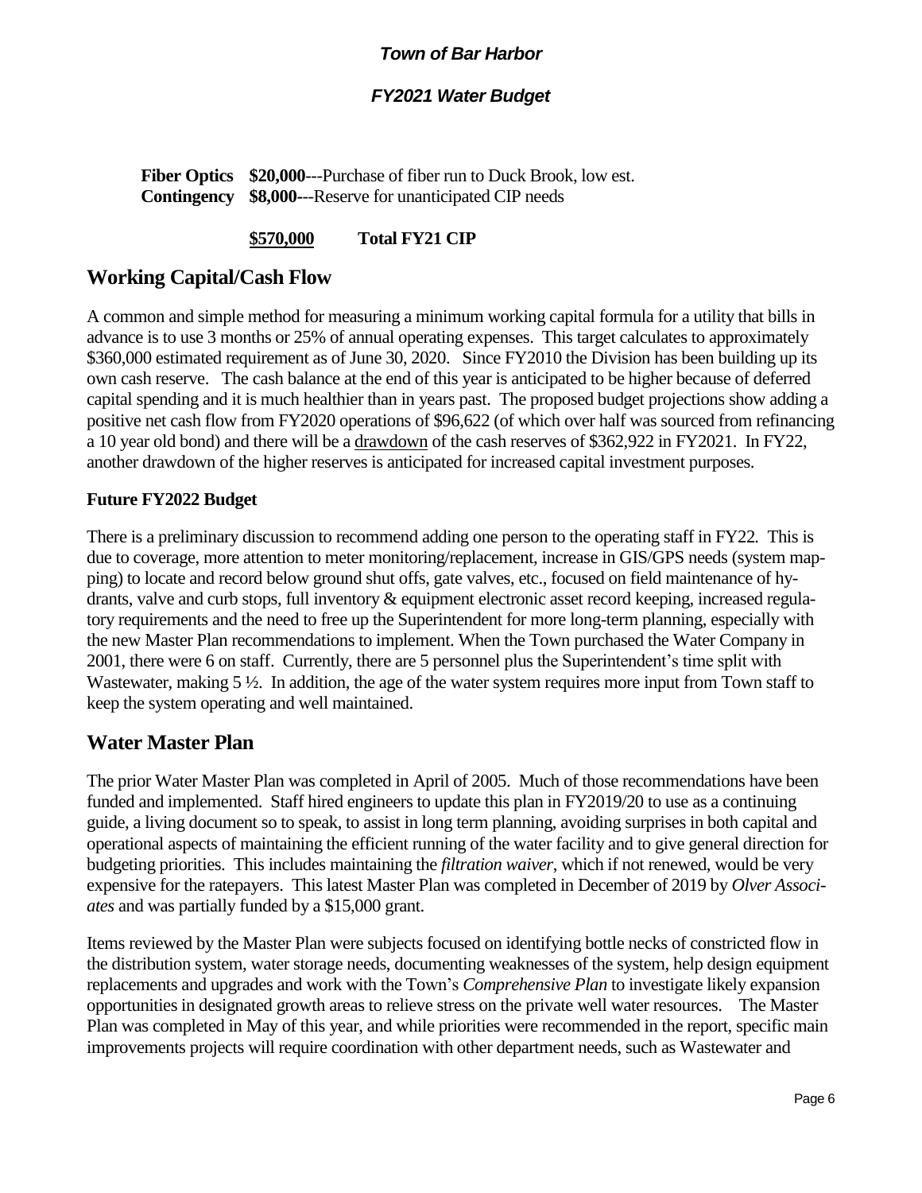**Fiber Optics** **$20,000**---Purchase of fiber run to Duck Brook, low est.
**Contingency** **$8,000**---Reserve for unanticipated CIP needs

**<u>$570,000</u>** **Total FY21 CIP**

## Working Capital/Cash Flow

A common and simple method for measuring a minimum working capital formula for a utility that bills in advance is to use 3 months or 25% of annual operating expenses. This target calculates to approximately $360,000 estimated requirement as of June 30, 2020. Since FY2010 the Division has been building up its own cash reserve. The cash balance at the end of this year is anticipated to be higher because of deferred capital spending and it is much healthier than in years past. The proposed budget projections show adding a positive net cash flow from FY2020 operations of $96,622 (of which over half was sourced from refinancing a 10 year old bond) and there will be a <u>drawdown</u> of the cash reserves of $362,922 in FY2021. In FY22, another drawdown of the higher reserves is anticipated for increased capital investment purposes.

### Future FY2022 Budget

There is a preliminary discussion to recommend adding one person to the operating staff in FY22. This is due to coverage, more attention to meter monitoring/replacement, increase in GIS/GPS needs (system mapping) to locate and record below ground shut offs, gate valves, etc., focused on field maintenance of hydrants, valve and curb stops, full inventory & equipment electronic asset record keeping, increased regulatory requirements and the need to free up the Superintendent for more long-term planning, especially with the new Master Plan recommendations to implement. When the Town purchased the Water Company in 2001, there were 6 on staff. Currently, there are 5 personnel plus the Superintendent's time split with Wastewater, making 5 ½. In addition, the age of the water system requires more input from Town staff to keep the system operating and well maintained.

## Water Master Plan

The prior Water Master Plan was completed in April of 2005. Much of those recommendations have been funded and implemented. Staff hired engineers to update this plan in FY2019/20 to use as a continuing guide, a living document so to speak, to assist in long term planning, avoiding surprises in both capital and operational aspects of maintaining the efficient running of the water facility and to give general direction for budgeting priorities. This includes maintaining the *filtration waiver*, which if not renewed, would be very expensive for the ratepayers. This latest Master Plan was completed in December of 2019 by *Olver Associates* and was partially funded by a $15,000 grant.

Items reviewed by the Master Plan were subjects focused on identifying bottle necks of constricted flow in the distribution system, water storage needs, documenting weaknesses of the system, help design equipment replacements and upgrades and work with the Town's *Comprehensive Plan* to investigate likely expansion opportunities in designated growth areas to relieve stress on the private well water resources. The Master Plan was completed in May of this year, and while priorities were recommended in the report, specific main improvements projects will require coordination with other department needs, such as Wastewater and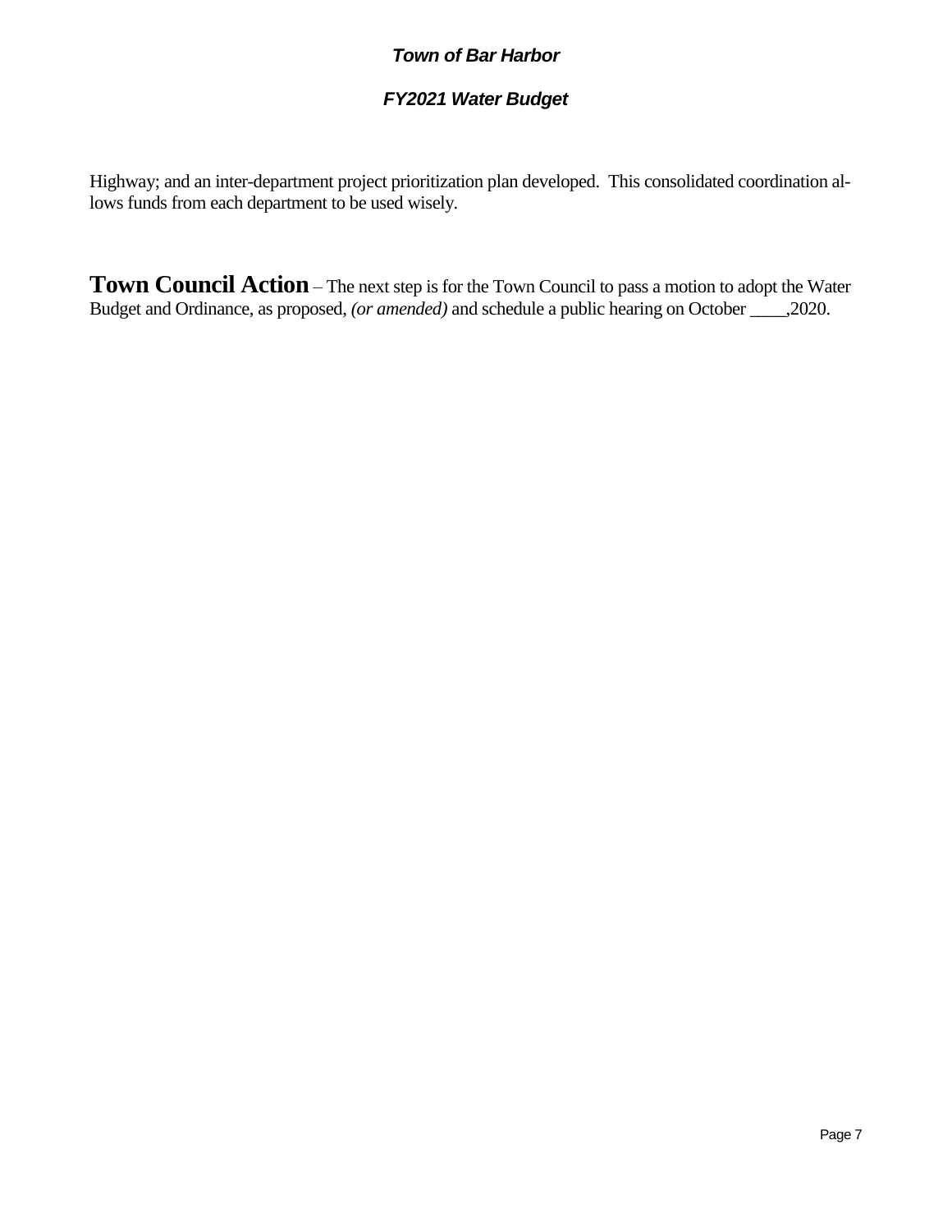Highway; and an inter-department project prioritization plan developed. This consolidated coordination allows funds from each department to be used wisely.

**Town Council Action** – The next step is for the Town Council to pass a motion to adopt the Water Budget and Ordinance, as proposed, *(or amended)* and schedule a public hearing on October ____,2020.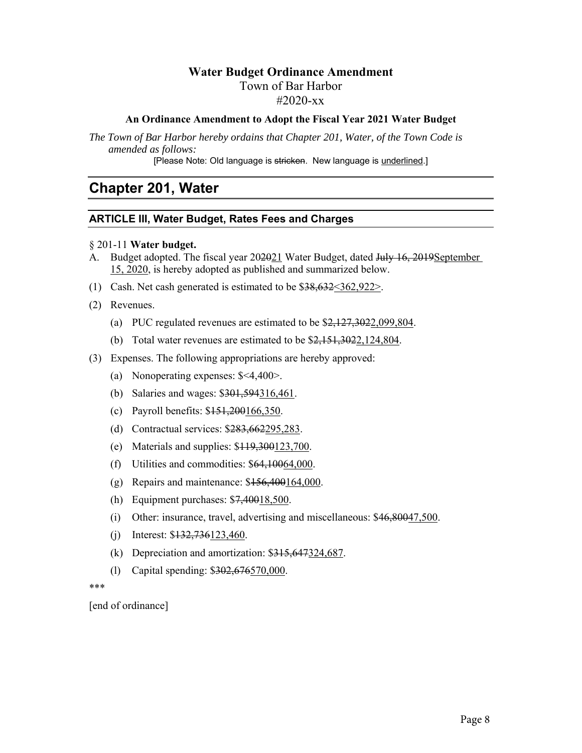**Water Budget Ordinance Amendment**

Town of Bar Harbor

#2020-xx

**An Ordinance Amendment to Adopt the Fiscal Year 2021 Water Budget**

*The Town of Bar Harbor hereby ordains that Chapter 201, Water, of the Town Code is amended as follows:*

[Please Note: Old language is ~~stricken~~. New language is <u>underlined</u>.]

# Chapter 201, Water

## ARTICLE III, Water Budget, Rates Fees and Charges

§ 201-11 **Water budget.**

A. Budget adopted. The fiscal year 20~~20~~<u>21</u> Water Budget, dated ~~July 16, 2019~~<u>September 15, 2020</u>, is hereby adopted as published and summarized below.

(1) Cash. Net cash generated is estimated to be $~~38,632~~<u><362,922></u>.

(2) Revenues.

(a) PUC regulated revenues are estimated to be $~~2,127,302~~<u>2,099,804</u>.

(b) Total water revenues are estimated to be $~~2,151,302~~<u>2,124,804</u>.

(3) Expenses. The following appropriations are hereby approved:

(a) Nonoperating expenses: $<4,400>.

(b) Salaries and wages: $~~301,594~~<u>316,461</u>.

(c) Payroll benefits: $~~151,200~~<u>166,350</u>.

(d) Contractual services: $~~283,662~~<u>295,283</u>.

(e) Materials and supplies: $~~119,300~~<u>123,700</u>.

(f) Utilities and commodities: $~~64,100~~<u>64,000</u>.

(g) Repairs and maintenance: $~~156,400~~<u>164,000</u>.

(h) Equipment purchases: $~~7,400~~<u>18,500</u>.

(i) Other: insurance, travel, advertising and miscellaneous: $~~46,800~~<u>47,500</u>.

(j) Interest: $~~132,736~~<u>123,460</u>.

(k) Depreciation and amortization: $~~315,647~~<u>324,687</u>.

(l) Capital spending: $~~302,676~~<u>570,000</u>.

***

[end of ordinance]